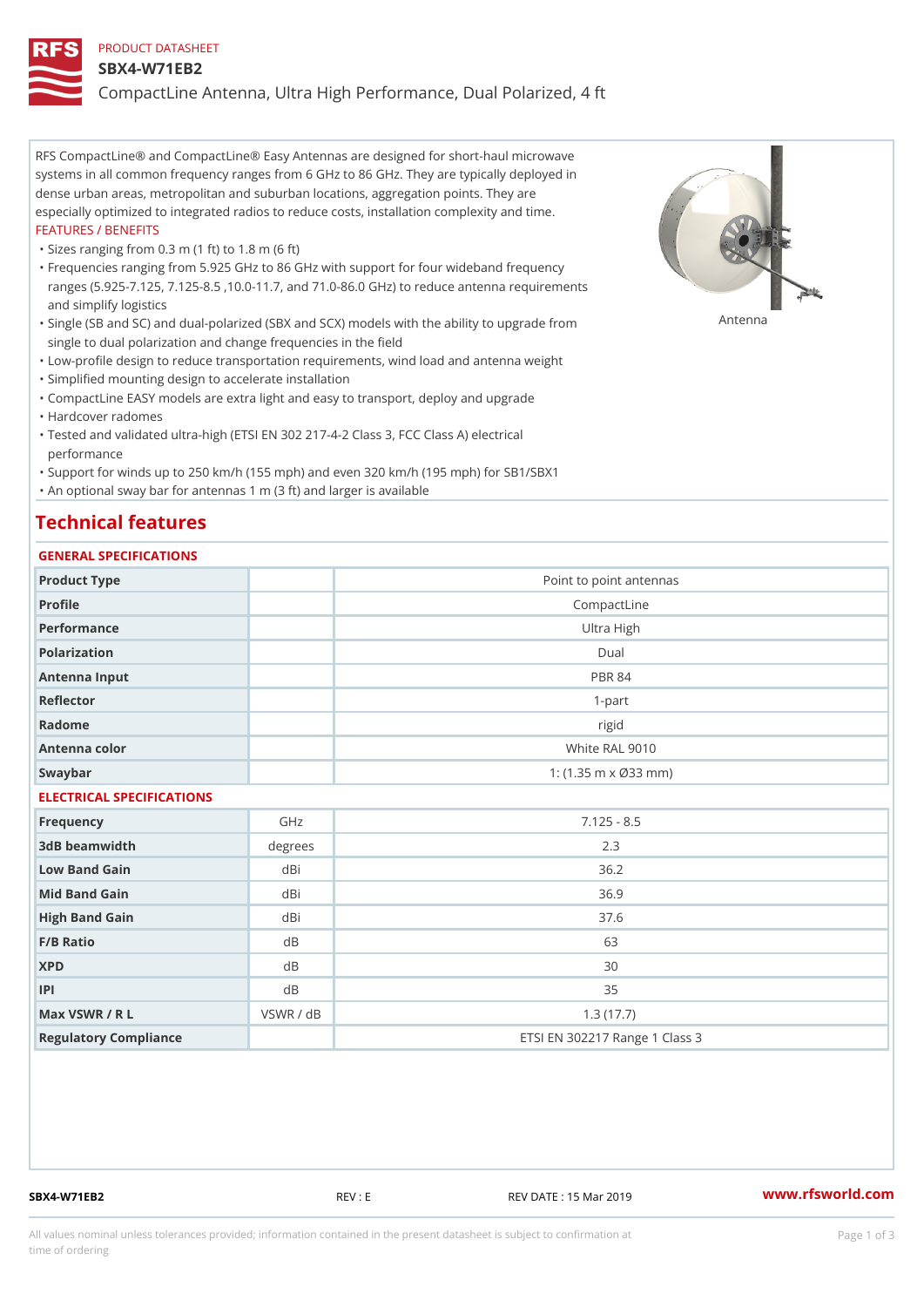PRODUCT DATASHEET

# SBX4-W71EB2

## CompactLine Antenna, Ultra High Performance, Dual Polarized, 4 ft

RFS CompactLine® and CompactLine® Easy Antennas are designed for short-haul microwave systems in all common frequency ranges from 6 GHz to 86 GHz. They are typically deployed in dense urban areas, metropolitan and suburban locations, aggregation points. They are especially optimized to integrated radios to reduce costs, installation complexity and time.

Antenna

FEATURES / BENEFITS

- Sizes ranging from 0.3 m (1 ft) to 1.8 m (6 ft)
- Frequencies ranging from 5.925 GHz to 86 GHz with support for four wideband frequency ranges (5.925-7.125, 7.125-8.5 ,10.0-11.7, and 71.0-86.0 GHz) to reduce antenna requirements and simplify logistics
- Single (SB and SC) and dual-polarized (SBX and SCX) models with the ability to upgrade from single to dual polarization and change frequencies in the field
- Low-profile design to reduce transportation requirements, wind load and antenna weight
- Simplified mounting design to accelerate installation
- CompactLine EASY models are extra light and easy to transport, deploy and upgrade
- Hardcover radomes
- Tested and validated ultra-high (ETSI EN 302 217-4-2 Class 3, FCC Class A) electrical performance
- Support for winds up to 250 km/h (155 mph) and even 320 km/h (195 mph) for SB1/SBX1
- An optional sway bar for antennas 1 m (3 ft) and larger is available

## Technical features

### GENERAL SPECIFICATIONS

| | | |
|---|---|---|
| Product Type | | Point to point antennas |
| Profile | | CompactLine |
| Performance | | Ultra High |
| Polarization | | Dual |
| Antenna Input | | PBR 84 |
| Reflector | | 1-part |
| Radome | | rigid |
| Antenna color | | White RAL 9010 |
| Swaybar | | 1: (1.35 m x Ø33 mm) |

### ELECTRICAL SPECIFICATIONS

| | | |
|---|---|---|
| Frequency | GHz | 7.125 - 8.5 |
| 3dB beamwidth | degrees | 2.3 |
| Low Band Gain | dBi | 36.2 |
| Mid Band Gain | dBi | 36.9 |
| High Band Gain | dBi | 37.6 |
| F/B Ratio | dB | 63 |
| XPD | dB | 30 |
| IPI | dB | 35 |
| Max VSWR / R L | VSWR / dB | 1.3 (17.7) |
| Regulatory Compliance | | ETSI EN 302217 Range 1 Class 3 |

SBX4-W71EB2 REV : E REV DATE : 15 Mar 2019 www.rfsworld.com

All values nominal unless tolerances provided; information contained in the present datasheet is subject to confirmation at time of ordering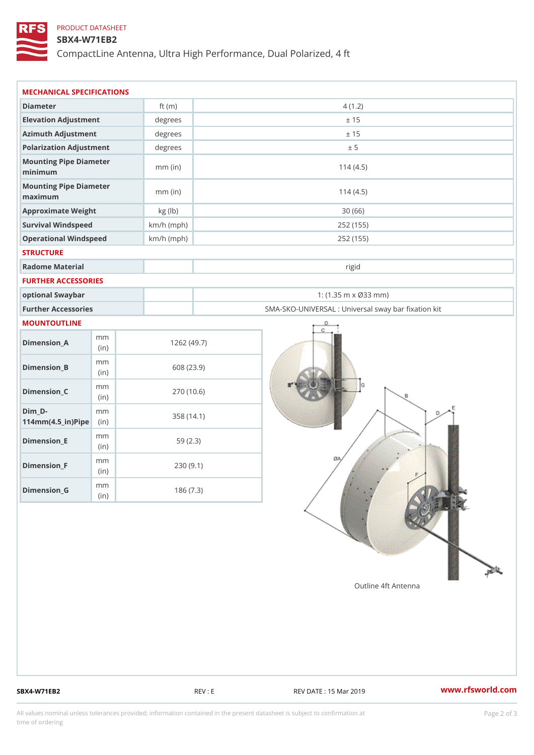PRODUCT DATASHEET

# SBX4-W71EB2

CompactLine Antenna, Ultra High Performance, Dual Polarized, 4 ft

## MECHANICAL SPECIFICATIONS

| | | |
|---|---|---|
| Diameter | ft (m) | 4 (1.2) |
| Elevation Adjustment | degrees | ± 15 |
| Azimuth Adjustment | degrees | ± 15 |
| Polarization Adjustment | degrees | ± 5 |
| Mounting Pipe Diameter minimum | mm (in) | 114 (4.5) |
| Mounting Pipe Diameter maximum | mm (in) | 114 (4.5) |
| Approximate Weight | kg (lb) | 30 (66) |
| Survival Windspeed | km/h (mph) | 252 (155) |
| Operational Windspeed | km/h (mph) | 252 (155) |

## STRUCTURE

| | | |
|---|---|---|
| Radome Material | | rigid |

## FURTHER ACCESSORIES

| | | |
|---|---|---|
| optional Swaybar | | 1: (1.35 m x Ø33 mm) |
| Further Accessories | | SMA-SKO-UNIVERSAL : Universal sway bar fixation kit |

## MOUNTOUTLINE

| | | |
|---|---|---|
| Dimension_A | mm (in) | 1262 (49.7) |
| Dimension_B | mm (in) | 608 (23.9) |
| Dimension_C | mm (in) | 270 (10.6) |
| Dim_D-114mm(4.5_in)Pipe | mm (in) | 358 (14.1) |
| Dimension_E | mm (in) | 59 (2.3) |
| Dimension_F | mm (in) | 230 (9.1) |
| Dimension_G | mm (in) | 186 (7.3) |

Outline 4ft Antenna

SBX4-W71EB2 REV : E REV DATE : 15 Mar 2019 www.rfsworld.com

All values nominal unless tolerances provided; information contained in the present datasheet is subject to confirmation at time of ordering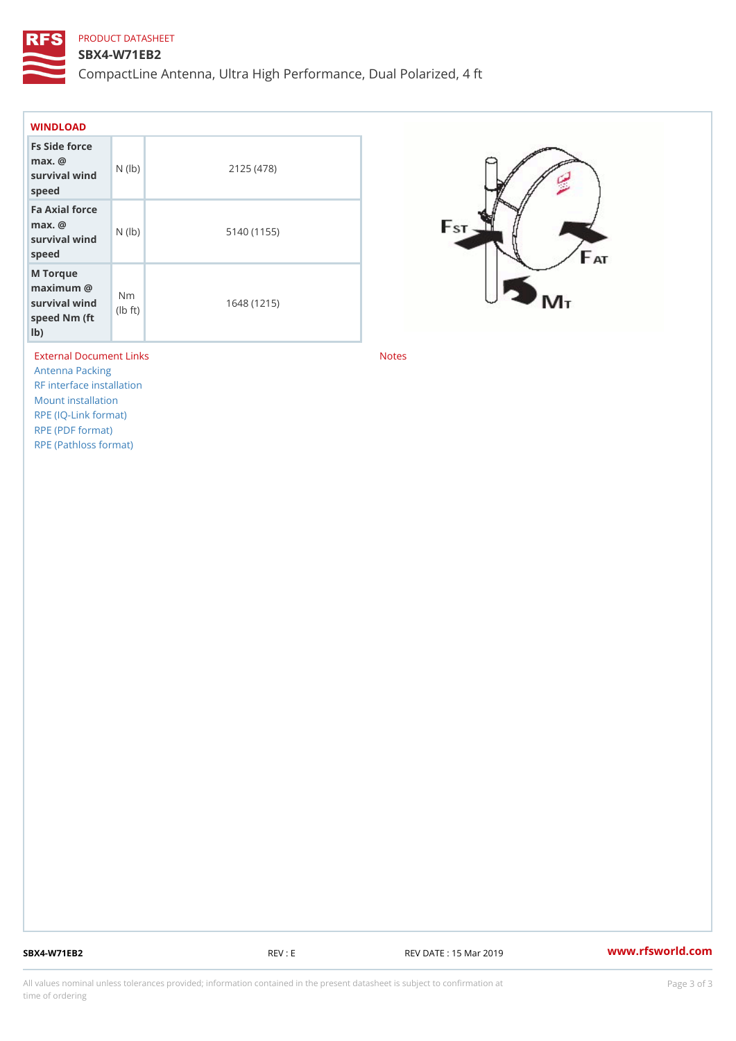PRODUCT DATASHEET

# SBX4-W71EB2

CompactLine Antenna, Ultra High Performance, Dual Polarized, 4 ft

## WINDLOAD

| | | |
|---|---|---|
| Fs Side force max. @ survival wind speed | N (lb) | 2125 (478) |
| Fa Axial force max. @ survival wind speed | N (lb) | 5140 (1155) |
| M Torque maximum @ survival wind speed Nm (ft lb) | Nm (lb ft) | 1648 (1215) |

FST

FAT

MT

### External Document Links

- Antenna Packing
- RF interface installation
- Mount installation
- RPE (IQ-Link format)
- RPE (PDF format)
- RPE (Pathloss format)

### Notes

SBX4-W71EB2 REV : E REV DATE : 15 Mar 2019 www.rfsworld.com

All values nominal unless tolerances provided; information contained in the present datasheet is subject to confirmation at time of ordering